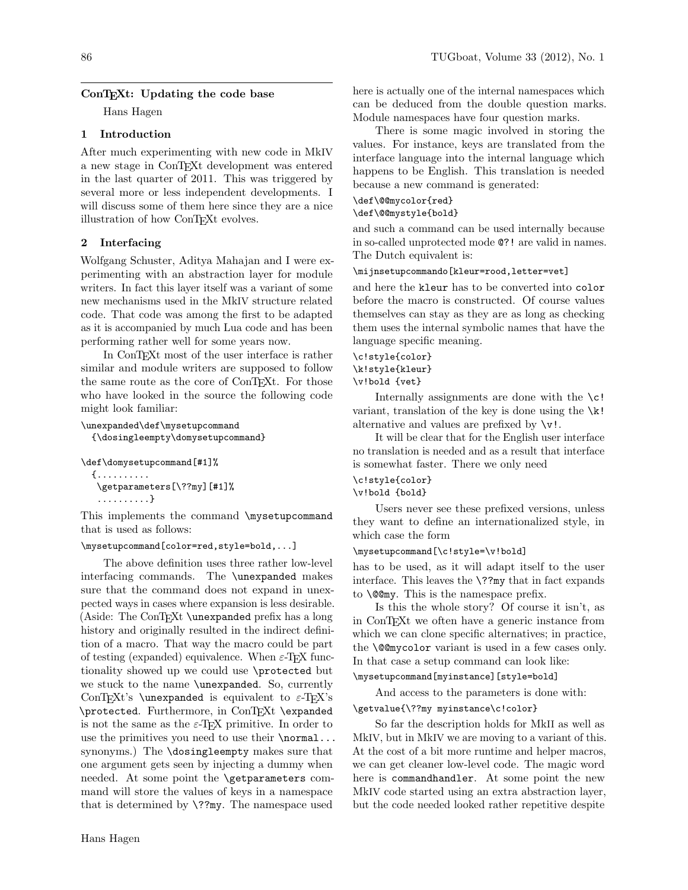## ConTEXt: Updating the code base

Hans Hagen

### 1 Introduction

After much experimenting with new code in MkIV a new stage in ConTEXt development was entered in the last quarter of 2011. This was triggered by several more or less independent developments. I will discuss some of them here since they are a nice illustration of how ConTEXt evolves.

### 2 Interfacing

Wolfgang Schuster, Aditya Mahajan and I were experimenting with an abstraction layer for module writers. In fact this layer itself was a variant of some new mechanisms used in the MkIV structure related code. That code was among the first to be adapted as it is accompanied by much Lua code and has been performing rather well for some years now.

In ConTEXt most of the user interface is rather similar and module writers are supposed to follow the same route as the core of ConTEXt. For those who have looked in the source the following code might look familiar:

```
\unexpanded\def\mysetupcommand
  {\dosingleempty\domysetupcommand}

\def\domysetupcommand[#1]%
  {..........
   \getparameters[\??my][#1]%
   ..........}
```

This implements the command `\mysetupcommand` that is used as follows:

```
\mysetupcommand[color=red,style=bold,...]
```

The above definition uses three rather low-level interfacing commands. The `\unexpanded` makes sure that the command does not expand in unexpected ways in cases where expansion is less desirable. (Aside: The ConTEXt `\unexpanded` prefix has a long history and originally resulted in the indirect definition of a macro. That way the macro could be part of testing (expanded) equivalence. When ε-TEX functionality showed up we could use `\protected` but we stuck to the name `\unexpanded`. So, currently ConTEXt's `\unexpanded` is equivalent to ε-TEX's `\protected`. Furthermore, in ConTEXt `\expanded` is not the same as the ε-TEX primitive. In order to use the primitives you need to use their `\normal...` synonyms.) The `\dosingleempty` makes sure that one argument gets seen by injecting a dummy when needed. At some point the `\getparameters` command will store the values of keys in a namespace that is determined by `\??my`. The namespace used here is actually one of the internal namespaces which can be deduced from the double question marks. Module namespaces have four question marks.

There is some magic involved in storing the values. For instance, keys are translated from the interface language into the internal language which happens to be English. This translation is needed because a new command is generated:

```
\def\@@mycolor{red}
\def\@@mystyle{bold}
```

and such a command can be used internally because in so-called unprotected mode `@?!` are valid in names. The Dutch equivalent is:

```
\mijnsetupcommando[kleur=rood,letter=vet]
```

and here the `kleur` has to be converted into `color` before the macro is constructed. Of course values themselves can stay as they are as long as checking them uses the internal symbolic names that have the language specific meaning.

```
\c!style{color}
\k!style{kleur}
\v!bold {vet}
```

Internally assignments are done with the `\c!` variant, translation of the key is done using the `\k!` alternative and values are prefixed by `\v!`.

It will be clear that for the English user interface no translation is needed and as a result that interface is somewhat faster. There we only need

```
\c!style{color}
\v!bold {bold}
```

Users never see these prefixed versions, unless they want to define an internationalized style, in which case the form

```
\mysetupcommand[\c!style=\v!bold]
```

has to be used, as it will adapt itself to the user interface. This leaves the `\??my` that in fact expands to `\@@my`. This is the namespace prefix.

Is this the whole story? Of course it isn't, as in ConTEXt we often have a generic instance from which we can clone specific alternatives; in practice, the `\@@mycolor` variant is used in a few cases only. In that case a setup command can look like:

```
\mysetupcommand[myinstance][style=bold]
```

And access to the parameters is done with:

```
\getvalue{\??my myinstance\c!color}
```

So far the description holds for MkII as well as MkIV, but in MkIV we are moving to a variant of this. At the cost of a bit more runtime and helper macros, we can get cleaner low-level code. The magic word here is `commandhandler`. At some point the new MkIV code started using an extra abstraction layer, but the code needed looked rather repetitive despite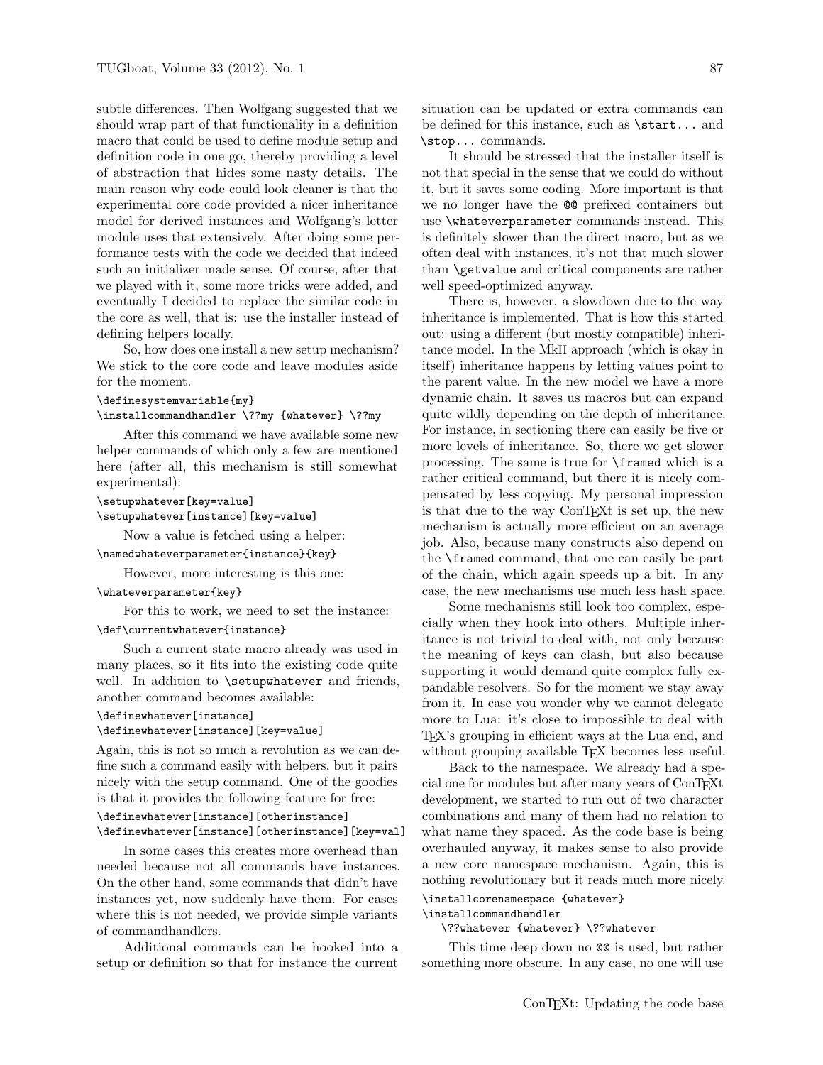subtle differences. Then Wolfgang suggested that we should wrap part of that functionality in a definition macro that could be used to define module setup and definition code in one go, thereby providing a level of abstraction that hides some nasty details. The main reason why code could look cleaner is that the experimental core code provided a nicer inheritance model for derived instances and Wolfgang's letter module uses that extensively. After doing some performance tests with the code we decided that indeed such an initializer made sense. Of course, after that we played with it, some more tricks were added, and eventually I decided to replace the similar code in the core as well, that is: use the installer instead of defining helpers locally.

So, how does one install a new setup mechanism? We stick to the core code and leave modules aside for the moment.

```
\definesystemvariable{my}
\installcommandhandler \??my {whatever} \??my
```

After this command we have available some new helper commands of which only a few are mentioned here (after all, this mechanism is still somewhat experimental):

```
\setupwhatever[key=value]
\setupwhatever[instance][key=value]
```

Now a value is fetched using a helper:

```
\namedwhateverparameter{instance}{key}
```

However, more interesting is this one:

```
\whateverparameter{key}
```

For this to work, we need to set the instance:

```
\def\currentwhatever{instance}
```

Such a current state macro already was used in many places, so it fits into the existing code quite well. In addition to `\setupwhatever` and friends, another command becomes available:

```
\definewhatever[instance]
\definewhatever[instance][key=value]
```

Again, this is not so much a revolution as we can define such a command easily with helpers, but it pairs nicely with the setup command. One of the goodies is that it provides the following feature for free:

```
\definewhatever[instance][otherinstance]
\definewhatever[instance][otherinstance][key=val]
```

In some cases this creates more overhead than needed because not all commands have instances. On the other hand, some commands that didn't have instances yet, now suddenly have them. For cases where this is not needed, we provide simple variants of commandhandlers.

Additional commands can be hooked into a setup or definition so that for instance the current situation can be updated or extra commands can be defined for this instance, such as `\start...` and `\stop...` commands.

It should be stressed that the installer itself is not that special in the sense that we could do without it, but it saves some coding. More important is that we no longer have the `@@` prefixed containers but use `\whateverparameter` commands instead. This is definitely slower than the direct macro, but as we often deal with instances, it's not that much slower than `\getvalue` and critical components are rather well speed-optimized anyway.

There is, however, a slowdown due to the way inheritance is implemented. That is how this started out: using a different (but mostly compatible) inheritance model. In the MkII approach (which is okay in itself) inheritance happens by letting values point to the parent value. In the new model we have a more dynamic chain. It saves us macros but can expand quite wildly depending on the depth of inheritance. For instance, in sectioning there can easily be five or more levels of inheritance. So, there we get slower processing. The same is true for `\framed` which is a rather critical command, but there it is nicely compensated by less copying. My personal impression is that due to the way ConTEXt is set up, the new mechanism is actually more efficient on an average job. Also, because many constructs also depend on the `\framed` command, that one can easily be part of the chain, which again speeds up a bit. In any case, the new mechanisms use much less hash space.

Some mechanisms still look too complex, especially when they hook into others. Multiple inheritance is not trivial to deal with, not only because the meaning of keys can clash, but also because supporting it would demand quite complex fully expandable resolvers. So for the moment we stay away from it. In case you wonder why we cannot delegate more to Lua: it's close to impossible to deal with TEX's grouping in efficient ways at the Lua end, and without grouping available TEX becomes less useful.

Back to the namespace. We already had a special one for modules but after many years of ConTEXt development, we started to run out of two character combinations and many of them had no relation to what name they spaced. As the code base is being overhauled anyway, it makes sense to also provide a new core namespace mechanism. Again, this is nothing revolutionary but it reads much more nicely.

```
\installcorenamespace {whatever}
\installcommandhandler
  \??whatever {whatever} \??whatever
```

This time deep down no `@@` is used, but rather something more obscure. In any case, no one will use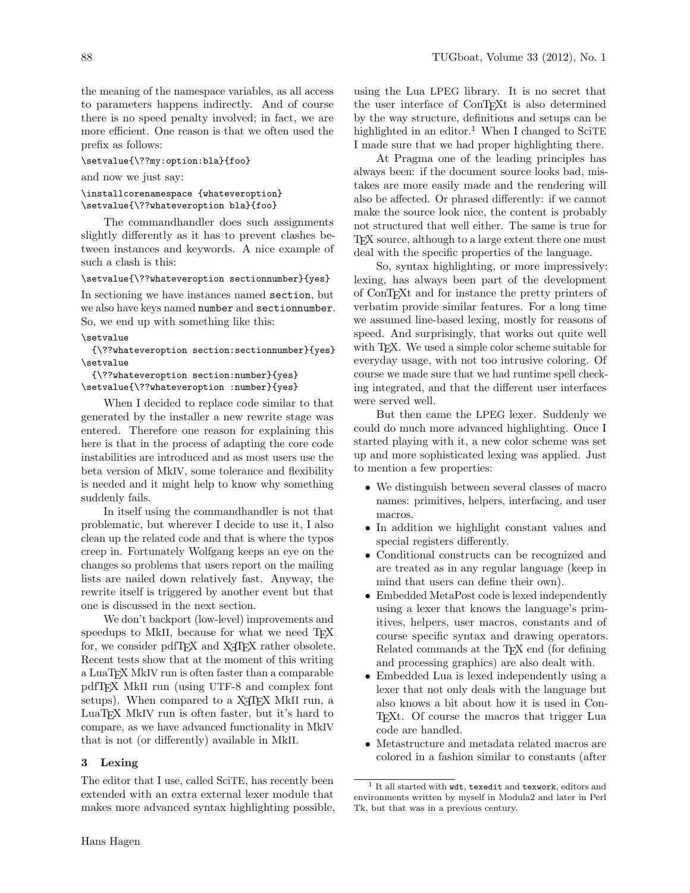the meaning of the namespace variables, as all access to parameters happens indirectly. And of course there is no speed penalty involved; in fact, we are more efficient. One reason is that we often used the prefix as follows:

```
\setvalue{\??my:option:bla}{foo}
```

and now we just say:

```
\installcorenamespace {whateveroption}
\setvalue{\??whateveroption bla}{foo}
```

The commandhandler does such assignments slightly differently as it has to prevent clashes between instances and keywords. A nice example of such a clash is this:

```
\setvalue{\??whateveroption sectionnumber}{yes}
```

In sectioning we have instances named `section`, but we also have keys named `number` and `sectionnumber`. So, we end up with something like this:

```
\setvalue
  {\??whateveroption section:sectionnumber}{yes}
\setvalue
  {\??whateveroption section:number}{yes}
\setvalue{\??whateveroption :number}{yes}
```

When I decided to replace code similar to that generated by the installer a new rewrite stage was entered. Therefore one reason for explaining this here is that in the process of adapting the core code instabilities are introduced and as most users use the beta version of MkIV, some tolerance and flexibility is needed and it might help to know why something suddenly fails.

In itself using the commandhandler is not that problematic, but wherever I decide to use it, I also clean up the related code and that is where the typos creep in. Fortunately Wolfgang keeps an eye on the changes so problems that users report on the mailing lists are nailed down relatively fast. Anyway, the rewrite itself is triggered by another event but that one is discussed in the next section.

We don't backport (low-level) improvements and speedups to MkII, because for what we need TeX for, we consider pdfTeX and XeTeX rather obsolete. Recent tests show that at the moment of this writing a LuaTeX MkIV run is often faster than a comparable pdfTeX MkII run (using UTF-8 and complex font setups). When compared to a XeTeX MkII run, a LuaTeX MkIV run is often faster, but it's hard to compare, as we have advanced functionality in MkIV that is not (or differently) available in MkII.

## 3 Lexing

The editor that I use, called SciTE, has recently been extended with an extra external lexer module that makes more advanced syntax highlighting possible, using the Lua LPEG library. It is no secret that the user interface of ConTeXt is also determined by the way structure, definitions and setups can be highlighted in an editor.[1] When I changed to SciTE I made sure that we had proper highlighting there.

At Pragma one of the leading principles has always been: if the document source looks bad, mistakes are more easily made and the rendering will also be affected. Or phrased differently: if we cannot make the source look nice, the content is probably not structured that well either. The same is true for TeX source, although to a large extent there one must deal with the specific properties of the language.

So, syntax highlighting, or more impressively: lexing, has always been part of the development of ConTeXt and for instance the pretty printers of verbatim provide similar features. For a long time we assumed line-based lexing, mostly for reasons of speed. And surprisingly, that works out quite well with TeX. We used a simple color scheme suitable for everyday usage, with not too intrusive coloring. Of course we made sure that we had runtime spell checking integrated, and that the different user interfaces were served well.

But then came the LPEG lexer. Suddenly we could do much more advanced highlighting. Once I started playing with it, a new color scheme was set up and more sophisticated lexing was applied. Just to mention a few properties:

- We distinguish between several classes of macro names: primitives, helpers, interfacing, and user macros.
- In addition we highlight constant values and special registers differently.
- Conditional constructs can be recognized and are treated as in any regular language (keep in mind that users can define their own).
- Embedded MetaPost code is lexed independently using a lexer that knows the language's primitives, helpers, user macros, constants and of course specific syntax and drawing operators. Related commands at the TeX end (for defining and processing graphics) are also dealt with.
- Embedded Lua is lexed independently using a lexer that not only deals with the language but also knows a bit about how it is used in ConTeXt. Of course the macros that trigger Lua code are handled.
- Metastructure and metadata related macros are colored in a fashion similar to constants (after

[1] It all started with `wdt`, `texedit` and `texwork`, editors and environments written by myself in Modula2 and later in Perl Tk, but that was in a previous century.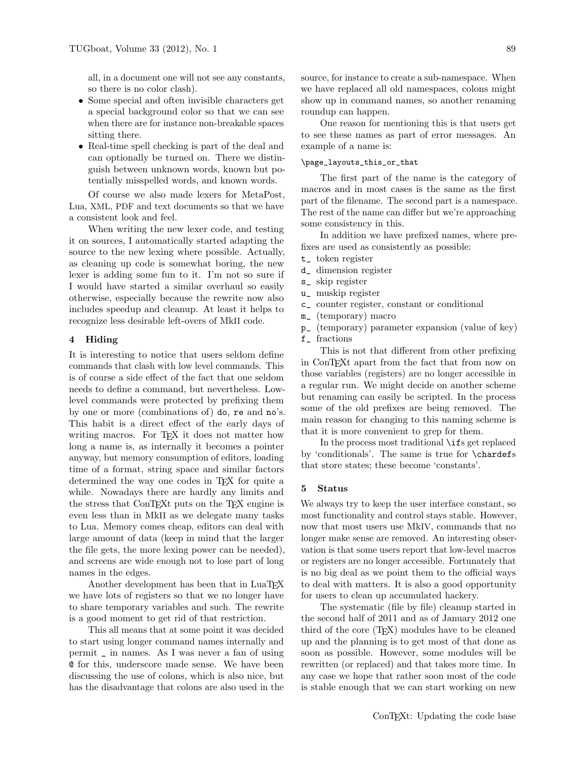all, in a document one will not see any constants, so there is no color clash).

- Some special and often invisible characters get a special background color so that we can see when there are for instance non-breakable spaces sitting there.
- Real-time spell checking is part of the deal and can optionally be turned on. There we distinguish between unknown words, known but potentially misspelled words, and known words.

Of course we also made lexers for MetaPost, Lua, XML, PDF and text documents so that we have a consistent look and feel.

When writing the new lexer code, and testing it on sources, I automatically started adapting the source to the new lexing where possible. Actually, as cleaning up code is somewhat boring, the new lexer is adding some fun to it. I'm not so sure if I would have started a similar overhaul so easily otherwise, especially because the rewrite now also includes speedup and cleanup. At least it helps to recognize less desirable left-overs of MkII code.

## 4 Hiding

It is interesting to notice that users seldom define commands that clash with low level commands. This is of course a side effect of the fact that one seldom needs to define a command, but nevertheless. Low-level commands were protected by prefixing them by one or more (combinations of) `do`, `re` and `no`'s. This habit is a direct effect of the early days of writing macros. For TeX it does not matter how long a name is, as internally it becomes a pointer anyway, but memory consumption of editors, loading time of a format, string space and similar factors determined the way one codes in TeX for quite a while. Nowadays there are hardly any limits and the stress that ConTeXt puts on the TeX engine is even less than in MkII as we delegate many tasks to Lua. Memory comes cheap, editors can deal with large amount of data (keep in mind that the larger the file gets, the more lexing power can be needed), and screens are wide enough not to lose part of long names in the edges.

Another development has been that in LuaTeX we have lots of registers so that we no longer have to share temporary variables and such. The rewrite is a good moment to get rid of that restriction.

This all means that at some point it was decided to start using longer command names internally and permit `_` in names. As I was never a fan of using `@` for this, underscore made sense. We have been discussing the use of colons, which is also nice, but has the disadvantage that colons are also used in the source, for instance to create a sub-namespace. When we have replaced all old namespaces, colons might show up in command names, so another renaming roundup can happen.

One reason for mentioning this is that users get to see these names as part of error messages. An example of a name is:

```
\page_layouts_this_or_that
```

The first part of the name is the category of macros and in most cases is the same as the first part of the filename. The second part is a namespace. The rest of the name can differ but we're approaching some consistency in this.

In addition we have prefixed names, where prefixes are used as consistently as possible:

`t_` token register
`d_` dimension register
`s_` skip register
`u_` muskip register
`c_` counter register, constant or conditional
`m_` (temporary) macro
`p_` (temporary) parameter expansion (value of key)
`f_` fractions

This is not that different from other prefixing in ConTeXt apart from the fact that from now on those variables (registers) are no longer accessible in a regular run. We might decide on another scheme but renaming can easily be scripted. In the process some of the old prefixes are being removed. The main reason for changing to this naming scheme is that it is more convenient to grep for them.

In the process most traditional `\if`s get replaced by 'conditionals'. The same is true for `\chardef`s that store states; these become 'constants'.

## 5 Status

We always try to keep the user interface constant, so most functionality and control stays stable. However, now that most users use MkIV, commands that no longer make sense are removed. An interesting observation is that some users report that low-level macros or registers are no longer accessible. Fortunately that is no big deal as we point them to the official ways to deal with matters. It is also a good opportunity for users to clean up accumulated hackery.

The systematic (file by file) cleanup started in the second half of 2011 and as of January 2012 one third of the core (TeX) modules have to be cleaned up and the planning is to get most of that done as soon as possible. However, some modules will be rewritten (or replaced) and that takes more time. In any case we hope that rather soon most of the code is stable enough that we can start working on new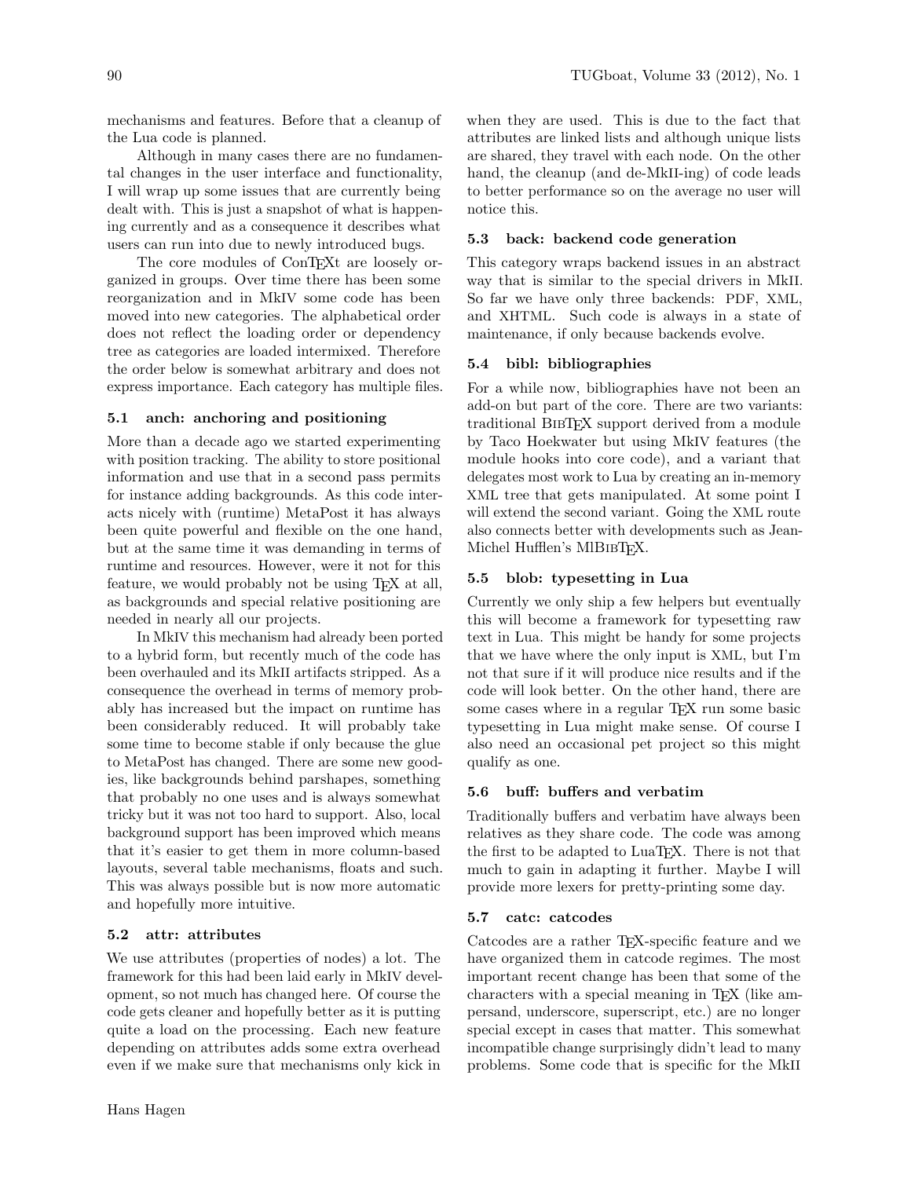mechanisms and features. Before that a cleanup of the Lua code is planned.

Although in many cases there are no fundamental changes in the user interface and functionality, I will wrap up some issues that are currently being dealt with. This is just a snapshot of what is happening currently and as a consequence it describes what users can run into due to newly introduced bugs.

The core modules of ConTEXt are loosely organized in groups. Over time there has been some reorganization and in MkIV some code has been moved into new categories. The alphabetical order does not reflect the loading order or dependency tree as categories are loaded intermixed. Therefore the order below is somewhat arbitrary and does not express importance. Each category has multiple files.

### 5.1 anch: anchoring and positioning

More than a decade ago we started experimenting with position tracking. The ability to store positional information and use that in a second pass permits for instance adding backgrounds. As this code interacts nicely with (runtime) MetaPost it has always been quite powerful and flexible on the one hand, but at the same time it was demanding in terms of runtime and resources. However, were it not for this feature, we would probably not be using TEX at all, as backgrounds and special relative positioning are needed in nearly all our projects.

In MkIV this mechanism had already been ported to a hybrid form, but recently much of the code has been overhauled and its MkII artifacts stripped. As a consequence the overhead in terms of memory probably has increased but the impact on runtime has been considerably reduced. It will probably take some time to become stable if only because the glue to MetaPost has changed. There are some new goodies, like backgrounds behind parshapes, something that probably no one uses and is always somewhat tricky but it was not too hard to support. Also, local background support has been improved which means that it's easier to get them in more column-based layouts, several table mechanisms, floats and such. This was always possible but is now more automatic and hopefully more intuitive.

### 5.2 attr: attributes

We use attributes (properties of nodes) a lot. The framework for this had been laid early in MkIV development, so not much has changed here. Of course the code gets cleaner and hopefully better as it is putting quite a load on the processing. Each new feature depending on attributes adds some extra overhead even if we make sure that mechanisms only kick in when they are used. This is due to the fact that attributes are linked lists and although unique lists are shared, they travel with each node. On the other hand, the cleanup (and de-MkII-ing) of code leads to better performance so on the average no user will notice this.

### 5.3 back: backend code generation

This category wraps backend issues in an abstract way that is similar to the special drivers in MkII. So far we have only three backends: PDF, XML, and XHTML. Such code is always in a state of maintenance, if only because backends evolve.

### 5.4 bibl: bibliographies

For a while now, bibliographies have not been an add-on but part of the core. There are two variants: traditional BIBTEX support derived from a module by Taco Hoekwater but using MkIV features (the module hooks into core code), and a variant that delegates most work to Lua by creating an in-memory XML tree that gets manipulated. At some point I will extend the second variant. Going the XML route also connects better with developments such as Jean-Michel Hufflen's MlBIBTEX.

### 5.5 blob: typesetting in Lua

Currently we only ship a few helpers but eventually this will become a framework for typesetting raw text in Lua. This might be handy for some projects that we have where the only input is XML, but I'm not that sure if it will produce nice results and if the code will look better. On the other hand, there are some cases where in a regular TEX run some basic typesetting in Lua might make sense. Of course I also need an occasional pet project so this might qualify as one.

### 5.6 buff: buffers and verbatim

Traditionally buffers and verbatim have always been relatives as they share code. The code was among the first to be adapted to LuaTEX. There is not that much to gain in adapting it further. Maybe I will provide more lexers for pretty-printing some day.

### 5.7 catc: catcodes

Catcodes are a rather TEX-specific feature and we have organized them in catcode regimes. The most important recent change has been that some of the characters with a special meaning in TEX (like ampersand, underscore, superscript, etc.) are no longer special except in cases that matter. This somewhat incompatible change surprisingly didn't lead to many problems. Some code that is specific for the MkII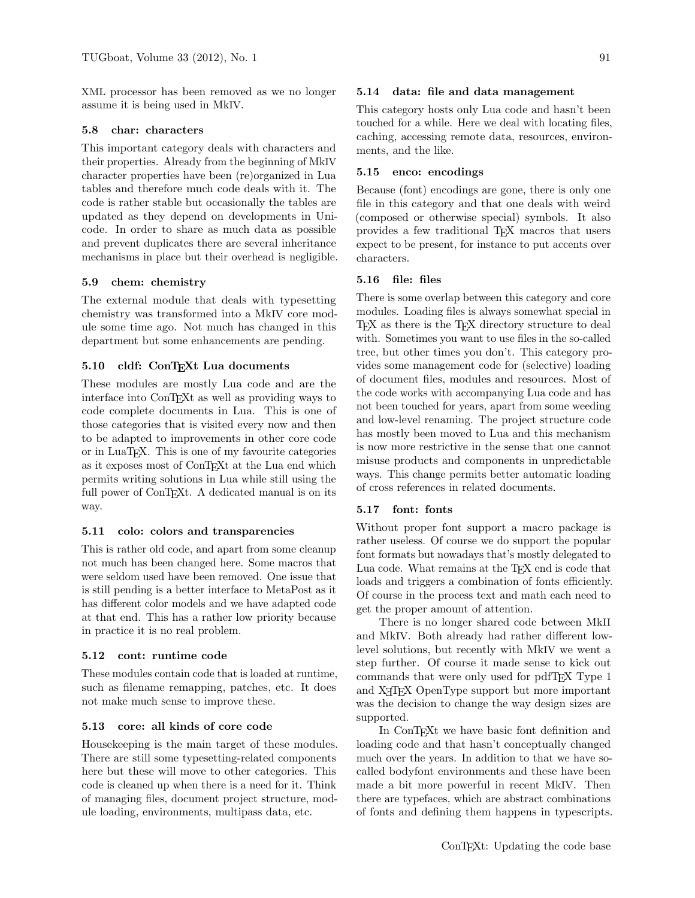XML processor has been removed as we no longer assume it is being used in MkIV.

### 5.8 char: characters

This important category deals with characters and their properties. Already from the beginning of MkIV character properties have been (re)organized in Lua tables and therefore much code deals with it. The code is rather stable but occasionally the tables are updated as they depend on developments in Unicode. In order to share as much data as possible and prevent duplicates there are several inheritance mechanisms in place but their overhead is negligible.

### 5.9 chem: chemistry

The external module that deals with typesetting chemistry was transformed into a MkIV core module some time ago. Not much has changed in this department but some enhancements are pending.

### 5.10 cldf: ConTEXt Lua documents

These modules are mostly Lua code and are the interface into ConTEXt as well as providing ways to code complete documents in Lua. This is one of those categories that is visited every now and then to be adapted to improvements in other core code or in LuaTEX. This is one of my favourite categories as it exposes most of ConTEXt at the Lua end which permits writing solutions in Lua while still using the full power of ConTEXt. A dedicated manual is on its way.

### 5.11 colo: colors and transparencies

This is rather old code, and apart from some cleanup not much has been changed here. Some macros that were seldom used have been removed. One issue that is still pending is a better interface to MetaPost as it has different color models and we have adapted code at that end. This has a rather low priority because in practice it is no real problem.

### 5.12 cont: runtime code

These modules contain code that is loaded at runtime, such as filename remapping, patches, etc. It does not make much sense to improve these.

### 5.13 core: all kinds of core code

Housekeeping is the main target of these modules. There are still some typesetting-related components here but these will move to other categories. This code is cleaned up when there is a need for it. Think of managing files, document project structure, module loading, environments, multipass data, etc.

### 5.14 data: file and data management

This category hosts only Lua code and hasn't been touched for a while. Here we deal with locating files, caching, accessing remote data, resources, environments, and the like.

### 5.15 enco: encodings

Because (font) encodings are gone, there is only one file in this category and that one deals with weird (composed or otherwise special) symbols. It also provides a few traditional TEX macros that users expect to be present, for instance to put accents over characters.

### 5.16 file: files

There is some overlap between this category and core modules. Loading files is always somewhat special in TEX as there is the TEX directory structure to deal with. Sometimes you want to use files in the so-called tree, but other times you don't. This category provides some management code for (selective) loading of document files, modules and resources. Most of the code works with accompanying Lua code and has not been touched for years, apart from some weeding and low-level renaming. The project structure code has mostly been moved to Lua and this mechanism is now more restrictive in the sense that one cannot misuse products and components in unpredictable ways. This change permits better automatic loading of cross references in related documents.

### 5.17 font: fonts

Without proper font support a macro package is rather useless. Of course we do support the popular font formats but nowadays that's mostly delegated to Lua code. What remains at the TEX end is code that loads and triggers a combination of fonts efficiently. Of course in the process text and math each need to get the proper amount of attention.

There is no longer shared code between MkII and MkIV. Both already had rather different low-level solutions, but recently with MkIV we went a step further. Of course it made sense to kick out commands that were only used for pdfTEX Type 1 and XeTEX OpenType support but more important was the decision to change the way design sizes are supported.

In ConTEXt we have basic font definition and loading code and that hasn't conceptually changed much over the years. In addition to that we have so-called bodyfont environments and these have been made a bit more powerful in recent MkIV. Then there are typefaces, which are abstract combinations of fonts and defining them happens in typescripts.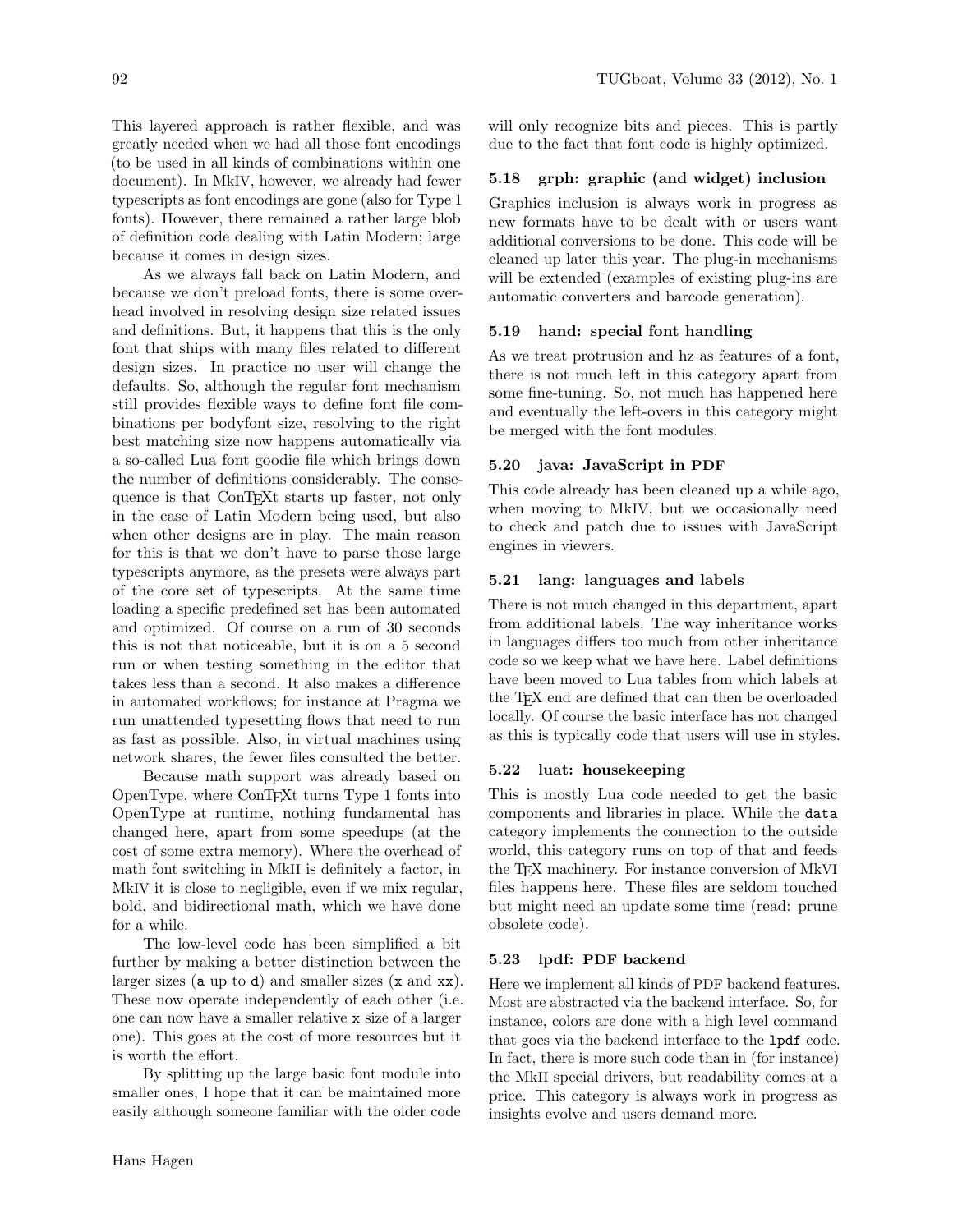This layered approach is rather flexible, and was greatly needed when we had all those font encodings (to be used in all kinds of combinations within one document). In MkIV, however, we already had fewer typescripts as font encodings are gone (also for Type 1 fonts). However, there remained a rather large blob of definition code dealing with Latin Modern; large because it comes in design sizes.

As we always fall back on Latin Modern, and because we don't preload fonts, there is some overhead involved in resolving design size related issues and definitions. But, it happens that this is the only font that ships with many files related to different design sizes. In practice no user will change the defaults. So, although the regular font mechanism still provides flexible ways to define font file combinations per bodyfont size, resolving to the right best matching size now happens automatically via a so-called Lua font goodie file which brings down the number of definitions considerably. The consequence is that ConTEXt starts up faster, not only in the case of Latin Modern being used, but also when other designs are in play. The main reason for this is that we don't have to parse those large typescripts anymore, as the presets were always part of the core set of typescripts. At the same time loading a specific predefined set has been automated and optimized. Of course on a run of 30 seconds this is not that noticeable, but it is on a 5 second run or when testing something in the editor that takes less than a second. It also makes a difference in automated workflows; for instance at Pragma we run unattended typesetting flows that need to run as fast as possible. Also, in virtual machines using network shares, the fewer files consulted the better.

Because math support was already based on OpenType, where ConTEXt turns Type 1 fonts into OpenType at runtime, nothing fundamental has changed here, apart from some speedups (at the cost of some extra memory). Where the overhead of math font switching in MkII is definitely a factor, in MkIV it is close to negligible, even if we mix regular, bold, and bidirectional math, which we have done for a while.

The low-level code has been simplified a bit further by making a better distinction between the larger sizes (`a` up to `d`) and smaller sizes (`x` and `xx`). These now operate independently of each other (i.e. one can now have a smaller relative `x` size of a larger one). This goes at the cost of more resources but it is worth the effort.

By splitting up the large basic font module into smaller ones, I hope that it can be maintained more easily although someone familiar with the older code will only recognize bits and pieces. This is partly due to the fact that font code is highly optimized.

### 5.18 grph: graphic (and widget) inclusion

Graphics inclusion is always work in progress as new formats have to be dealt with or users want additional conversions to be done. This code will be cleaned up later this year. The plug-in mechanisms will be extended (examples of existing plug-ins are automatic converters and barcode generation).

### 5.19 hand: special font handling

As we treat protrusion and hz as features of a font, there is not much left in this category apart from some fine-tuning. So, not much has happened here and eventually the left-overs in this category might be merged with the font modules.

### 5.20 java: JavaScript in PDF

This code already has been cleaned up a while ago, when moving to MkIV, but we occasionally need to check and patch due to issues with JavaScript engines in viewers.

### 5.21 lang: languages and labels

There is not much changed in this department, apart from additional labels. The way inheritance works in languages differs too much from other inheritance code so we keep what we have here. Label definitions have been moved to Lua tables from which labels at the TEX end are defined that can then be overloaded locally. Of course the basic interface has not changed as this is typically code that users will use in styles.

### 5.22 luat: housekeeping

This is mostly Lua code needed to get the basic components and libraries in place. While the `data` category implements the connection to the outside world, this category runs on top of that and feeds the TEX machinery. For instance conversion of MkVI files happens here. These files are seldom touched but might need an update some time (read: prune obsolete code).

### 5.23 lpdf: PDF backend

Here we implement all kinds of PDF backend features. Most are abstracted via the backend interface. So, for instance, colors are done with a high level command that goes via the backend interface to the `lpdf` code. In fact, there is more such code than in (for instance) the MkII special drivers, but readability comes at a price. This category is always work in progress as insights evolve and users demand more.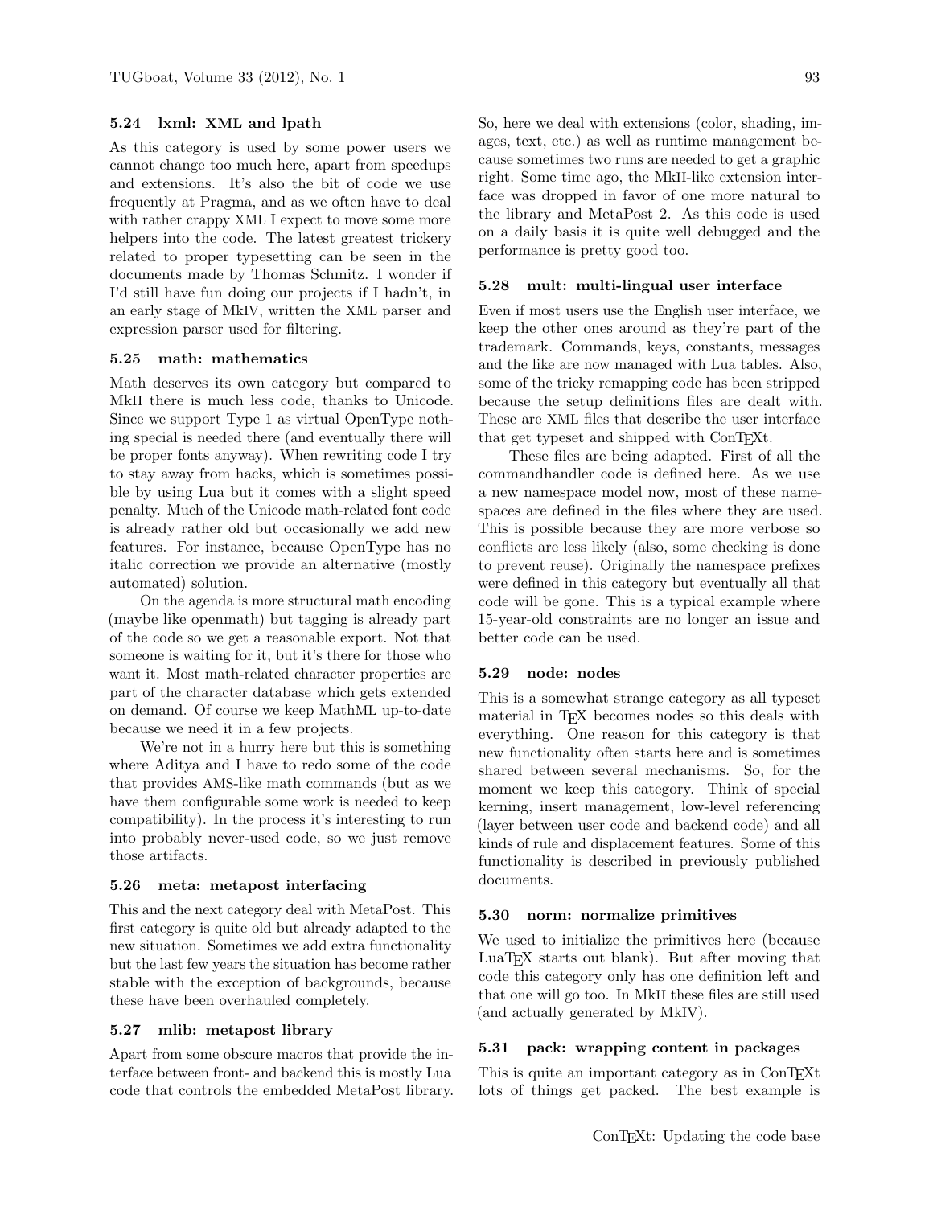### 5.24 lxml: XML and lpath

As this category is used by some power users we cannot change too much here, apart from speedups and extensions. It's also the bit of code we use frequently at Pragma, and as we often have to deal with rather crappy XML I expect to move some more helpers into the code. The latest greatest trickery related to proper typesetting can be seen in the documents made by Thomas Schmitz. I wonder if I'd still have fun doing our projects if I hadn't, in an early stage of MkIV, written the XML parser and expression parser used for filtering.

### 5.25 math: mathematics

Math deserves its own category but compared to MkII there is much less code, thanks to Unicode. Since we support Type 1 as virtual OpenType nothing special is needed there (and eventually there will be proper fonts anyway). When rewriting code I try to stay away from hacks, which is sometimes possible by using Lua but it comes with a slight speed penalty. Much of the Unicode math-related font code is already rather old but occasionally we add new features. For instance, because OpenType has no italic correction we provide an alternative (mostly automated) solution.

On the agenda is more structural math encoding (maybe like openmath) but tagging is already part of the code so we get a reasonable export. Not that someone is waiting for it, but it's there for those who want it. Most math-related character properties are part of the character database which gets extended on demand. Of course we keep MathML up-to-date because we need it in a few projects.

We're not in a hurry here but this is something where Aditya and I have to redo some of the code that provides AMS-like math commands (but as we have them configurable some work is needed to keep compatibility). In the process it's interesting to run into probably never-used code, so we just remove those artifacts.

### 5.26 meta: metapost interfacing

This and the next category deal with MetaPost. This first category is quite old but already adapted to the new situation. Sometimes we add extra functionality but the last few years the situation has become rather stable with the exception of backgrounds, because these have been overhauled completely.

### 5.27 mlib: metapost library

Apart from some obscure macros that provide the interface between front- and backend this is mostly Lua code that controls the embedded MetaPost library. So, here we deal with extensions (color, shading, images, text, etc.) as well as runtime management because sometimes two runs are needed to get a graphic right. Some time ago, the MkII-like extension interface was dropped in favor of one more natural to the library and MetaPost 2. As this code is used on a daily basis it is quite well debugged and the performance is pretty good too.

### 5.28 mult: multi-lingual user interface

Even if most users use the English user interface, we keep the other ones around as they're part of the trademark. Commands, keys, constants, messages and the like are now managed with Lua tables. Also, some of the tricky remapping code has been stripped because the setup definitions files are dealt with. These are XML files that describe the user interface that get typeset and shipped with ConTEXt.

These files are being adapted. First of all the commandhandler code is defined here. As we use a new namespace model now, most of these namespaces are defined in the files where they are used. This is possible because they are more verbose so conflicts are less likely (also, some checking is done to prevent reuse). Originally the namespace prefixes were defined in this category but eventually all that code will be gone. This is a typical example where 15-year-old constraints are no longer an issue and better code can be used.

### 5.29 node: nodes

This is a somewhat strange category as all typeset material in TEX becomes nodes so this deals with everything. One reason for this category is that new functionality often starts here and is sometimes shared between several mechanisms. So, for the moment we keep this category. Think of special kerning, insert management, low-level referencing (layer between user code and backend code) and all kinds of rule and displacement features. Some of this functionality is described in previously published documents.

### 5.30 norm: normalize primitives

We used to initialize the primitives here (because LuaTEX starts out blank). But after moving that code this category only has one definition left and that one will go too. In MkII these files are still used (and actually generated by MkIV).

### 5.31 pack: wrapping content in packages

This is quite an important category as in ConTEXt lots of things get packed. The best example is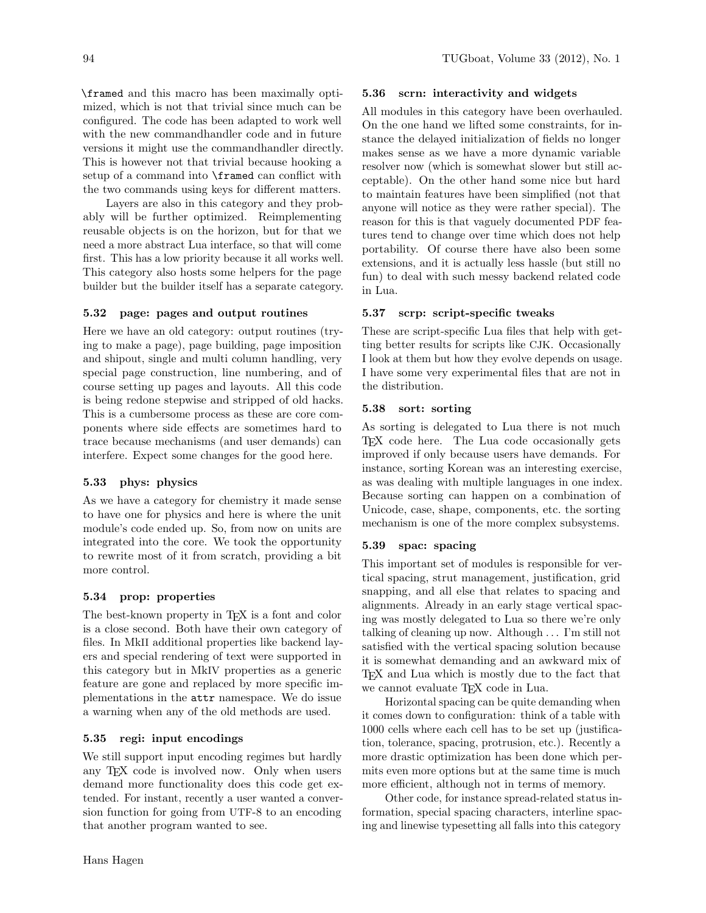`\framed` and this macro has been maximally optimized, which is not that trivial since much can be configured. The code has been adapted to work well with the new commandhandler code and in future versions it might use the commandhandler directly. This is however not that trivial because hooking a setup of a command into `\framed` can conflict with the two commands using keys for different matters.

Layers are also in this category and they probably will be further optimized. Reimplementing reusable objects is on the horizon, but for that we need a more abstract Lua interface, so that will come first. This has a low priority because it all works well. This category also hosts some helpers for the page builder but the builder itself has a separate category.

### 5.32 page: pages and output routines

Here we have an old category: output routines (trying to make a page), page building, page imposition and shipout, single and multi column handling, very special page construction, line numbering, and of course setting up pages and layouts. All this code is being redone stepwise and stripped of old hacks. This is a cumbersome process as these are core components where side effects are sometimes hard to trace because mechanisms (and user demands) can interfere. Expect some changes for the good here.

### 5.33 phys: physics

As we have a category for chemistry it made sense to have one for physics and here is where the unit module's code ended up. So, from now on units are integrated into the core. We took the opportunity to rewrite most of it from scratch, providing a bit more control.

### 5.34 prop: properties

The best-known property in TeX is a font and color is a close second. Both have their own category of files. In MkII additional properties like backend layers and special rendering of text were supported in this category but in MkIV properties as a generic feature are gone and replaced by more specific implementations in the `attr` namespace. We do issue a warning when any of the old methods are used.

### 5.35 regi: input encodings

We still support input encoding regimes but hardly any TeX code is involved now. Only when users demand more functionality does this code get extended. For instant, recently a user wanted a conversion function for going from UTF-8 to an encoding that another program wanted to see.

### 5.36 scrn: interactivity and widgets

All modules in this category have been overhauled. On the one hand we lifted some constraints, for instance the delayed initialization of fields no longer makes sense as we have a more dynamic variable resolver now (which is somewhat slower but still acceptable). On the other hand some nice but hard to maintain features have been simplified (not that anyone will notice as they were rather special). The reason for this is that vaguely documented PDF features tend to change over time which does not help portability. Of course there have also been some extensions, and it is actually less hassle (but still no fun) to deal with such messy backend related code in Lua.

### 5.37 scrp: script-specific tweaks

These are script-specific Lua files that help with getting better results for scripts like CJK. Occasionally I look at them but how they evolve depends on usage. I have some very experimental files that are not in the distribution.

### 5.38 sort: sorting

As sorting is delegated to Lua there is not much TeX code here. The Lua code occasionally gets improved if only because users have demands. For instance, sorting Korean was an interesting exercise, as was dealing with multiple languages in one index. Because sorting can happen on a combination of Unicode, case, shape, components, etc. the sorting mechanism is one of the more complex subsystems.

### 5.39 spac: spacing

This important set of modules is responsible for vertical spacing, strut management, justification, grid snapping, and all else that relates to spacing and alignments. Already in an early stage vertical spacing was mostly delegated to Lua so there we're only talking of cleaning up now. Although ... I'm still not satisfied with the vertical spacing solution because it is somewhat demanding and an awkward mix of TeX and Lua which is mostly due to the fact that we cannot evaluate TeX code in Lua.

Horizontal spacing can be quite demanding when it comes down to configuration: think of a table with 1000 cells where each cell has to be set up (justification, tolerance, spacing, protrusion, etc.). Recently a more drastic optimization has been done which permits even more options but at the same time is much more efficient, although not in terms of memory.

Other code, for instance spread-related status information, special spacing characters, interline spacing and linewise typesetting all falls into this category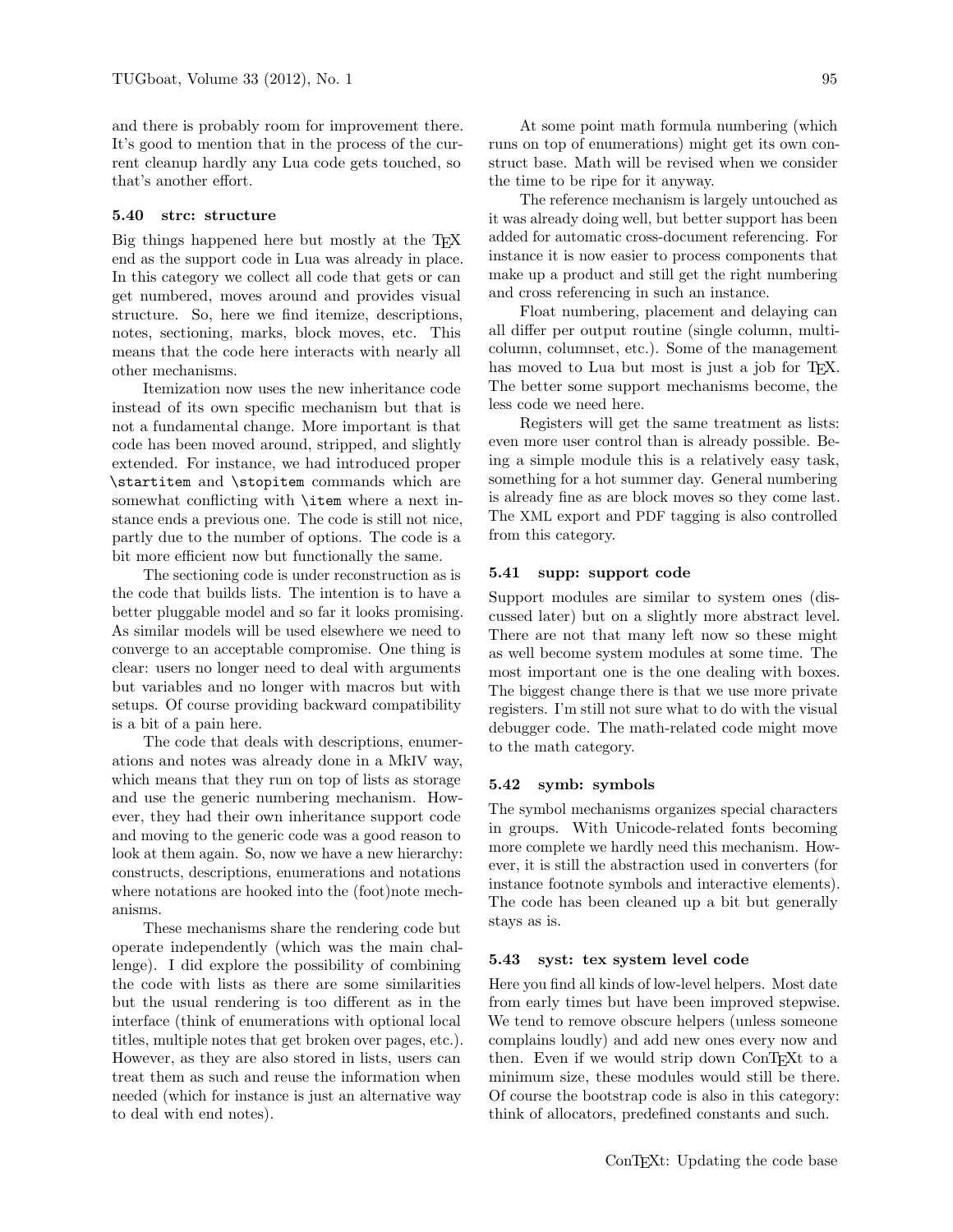and there is probably room for improvement there. It's good to mention that in the process of the current cleanup hardly any Lua code gets touched, so that's another effort.

### 5.40 strc: structure

Big things happened here but mostly at the TEX end as the support code in Lua was already in place. In this category we collect all code that gets or can get numbered, moves around and provides visual structure. So, here we find itemize, descriptions, notes, sectioning, marks, block moves, etc. This means that the code here interacts with nearly all other mechanisms.

Itemization now uses the new inheritance code instead of its own specific mechanism but that is not a fundamental change. More important is that code has been moved around, stripped, and slightly extended. For instance, we had introduced proper `\startitem` and `\stopitem` commands which are somewhat conflicting with `\item` where a next instance ends a previous one. The code is still not nice, partly due to the number of options. The code is a bit more efficient now but functionally the same.

The sectioning code is under reconstruction as is the code that builds lists. The intention is to have a better pluggable model and so far it looks promising. As similar models will be used elsewhere we need to converge to an acceptable compromise. One thing is clear: users no longer need to deal with arguments but variables and no longer with macros but with setups. Of course providing backward compatibility is a bit of a pain here.

The code that deals with descriptions, enumerations and notes was already done in a MkIV way, which means that they run on top of lists as storage and use the generic numbering mechanism. However, they had their own inheritance support code and moving to the generic code was a good reason to look at them again. So, now we have a new hierarchy: constructs, descriptions, enumerations and notations where notations are hooked into the (foot)note mechanisms.

These mechanisms share the rendering code but operate independently (which was the main challenge). I did explore the possibility of combining the code with lists as there are some similarities but the usual rendering is too different as in the interface (think of enumerations with optional local titles, multiple notes that get broken over pages, etc.). However, as they are also stored in lists, users can treat them as such and reuse the information when needed (which for instance is just an alternative way to deal with end notes).

At some point math formula numbering (which runs on top of enumerations) might get its own construct base. Math will be revised when we consider the time to be ripe for it anyway.

The reference mechanism is largely untouched as it was already doing well, but better support has been added for automatic cross-document referencing. For instance it is now easier to process components that make up a product and still get the right numbering and cross referencing in such an instance.

Float numbering, placement and delaying can all differ per output routine (single column, multicolumn, columnset, etc.). Some of the management has moved to Lua but most is just a job for TEX. The better some support mechanisms become, the less code we need here.

Registers will get the same treatment as lists: even more user control than is already possible. Being a simple module this is a relatively easy task, something for a hot summer day. General numbering is already fine as are block moves so they come last. The XML export and PDF tagging is also controlled from this category.

### 5.41 supp: support code

Support modules are similar to system ones (discussed later) but on a slightly more abstract level. There are not that many left now so these might as well become system modules at some time. The most important one is the one dealing with boxes. The biggest change there is that we use more private registers. I'm still not sure what to do with the visual debugger code. The math-related code might move to the math category.

### 5.42 symb: symbols

The symbol mechanisms organizes special characters in groups. With Unicode-related fonts becoming more complete we hardly need this mechanism. However, it is still the abstraction used in converters (for instance footnote symbols and interactive elements). The code has been cleaned up a bit but generally stays as is.

### 5.43 syst: tex system level code

Here you find all kinds of low-level helpers. Most date from early times but have been improved stepwise. We tend to remove obscure helpers (unless someone complains loudly) and add new ones every now and then. Even if we would strip down ConTEXt to a minimum size, these modules would still be there. Of course the bootstrap code is also in this category: think of allocators, predefined constants and such.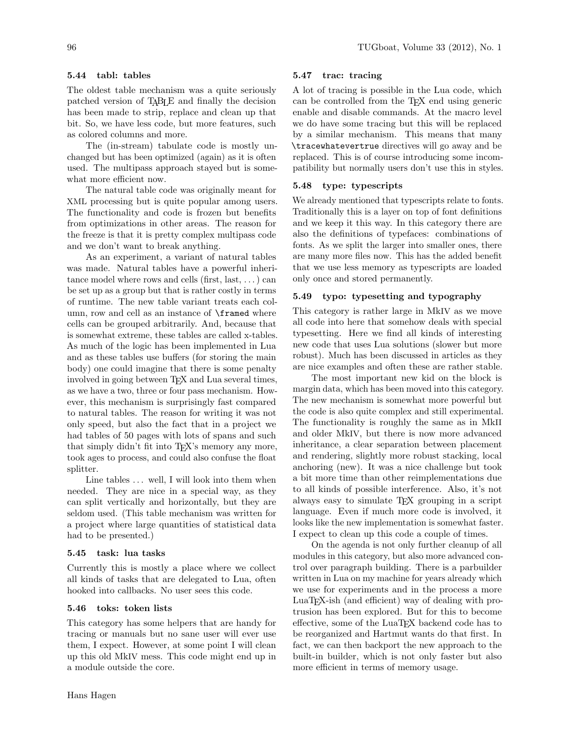### 5.44 tabl: tables

The oldest table mechanism was a quite seriously patched version of TABLE and finally the decision has been made to strip, replace and clean up that bit. So, we have less code, but more features, such as colored columns and more.

The (in-stream) tabulate code is mostly unchanged but has been optimized (again) as it is often used. The multipass approach stayed but is somewhat more efficient now.

The natural table code was originally meant for XML processing but is quite popular among users. The functionality and code is frozen but benefits from optimizations in other areas. The reason for the freeze is that it is pretty complex multipass code and we don't want to break anything.

As an experiment, a variant of natural tables was made. Natural tables have a powerful inheritance model where rows and cells (first, last, ...) can be set up as a group but that is rather costly in terms of runtime. The new table variant treats each column, row and cell as an instance of `\framed` where cells can be grouped arbitrarily. And, because that is somewhat extreme, these tables are called x-tables. As much of the logic has been implemented in Lua and as these tables use buffers (for storing the main body) one could imagine that there is some penalty involved in going between TEX and Lua several times, as we have a two, three or four pass mechanism. However, this mechanism is surprisingly fast compared to natural tables. The reason for writing it was not only speed, but also the fact that in a project we had tables of 50 pages with lots of spans and such that simply didn't fit into TEX's memory any more, took ages to process, and could also confuse the float splitter.

Line tables ... well, I will look into them when needed. They are nice in a special way, as they can split vertically and horizontally, but they are seldom used. (This table mechanism was written for a project where large quantities of statistical data had to be presented.)

### 5.45 task: lua tasks

Currently this is mostly a place where we collect all kinds of tasks that are delegated to Lua, often hooked into callbacks. No user sees this code.

### 5.46 toks: token lists

This category has some helpers that are handy for tracing or manuals but no sane user will ever use them, I expect. However, at some point I will clean up this old MkIV mess. This code might end up in a module outside the core.

### 5.47 trac: tracing

A lot of tracing is possible in the Lua code, which can be controlled from the TEX end using generic enable and disable commands. At the macro level we do have some tracing but this will be replaced by a similar mechanism. This means that many `\tracewhatevertrue` directives will go away and be replaced. This is of course introducing some incompatibility but normally users don't use this in styles.

### 5.48 type: typescripts

We already mentioned that typescripts relate to fonts. Traditionally this is a layer on top of font definitions and we keep it this way. In this category there are also the definitions of typefaces: combinations of fonts. As we split the larger into smaller ones, there are many more files now. This has the added benefit that we use less memory as typescripts are loaded only once and stored permanently.

### 5.49 typo: typesetting and typography

This category is rather large in MkIV as we move all code into here that somehow deals with special typesetting. Here we find all kinds of interesting new code that uses Lua solutions (slower but more robust). Much has been discussed in articles as they are nice examples and often these are rather stable.

The most important new kid on the block is margin data, which has been moved into this category. The new mechanism is somewhat more powerful but the code is also quite complex and still experimental. The functionality is roughly the same as in MkII and older MkIV, but there is now more advanced inheritance, a clear separation between placement and rendering, slightly more robust stacking, local anchoring (new). It was a nice challenge but took a bit more time than other reimplementations due to all kinds of possible interference. Also, it's not always easy to simulate TEX grouping in a script language. Even if much more code is involved, it looks like the new implementation is somewhat faster. I expect to clean up this code a couple of times.

On the agenda is not only further cleanup of all modules in this category, but also more advanced control over paragraph building. There is a parbuilder written in Lua on my machine for years already which we use for experiments and in the process a more LuaTEX-ish (and efficient) way of dealing with protrusion has been explored. But for this to become effective, some of the LuaTEX backend code has to be reorganized and Hartmut wants do that first. In fact, we can then backport the new approach to the built-in builder, which is not only faster but also more efficient in terms of memory usage.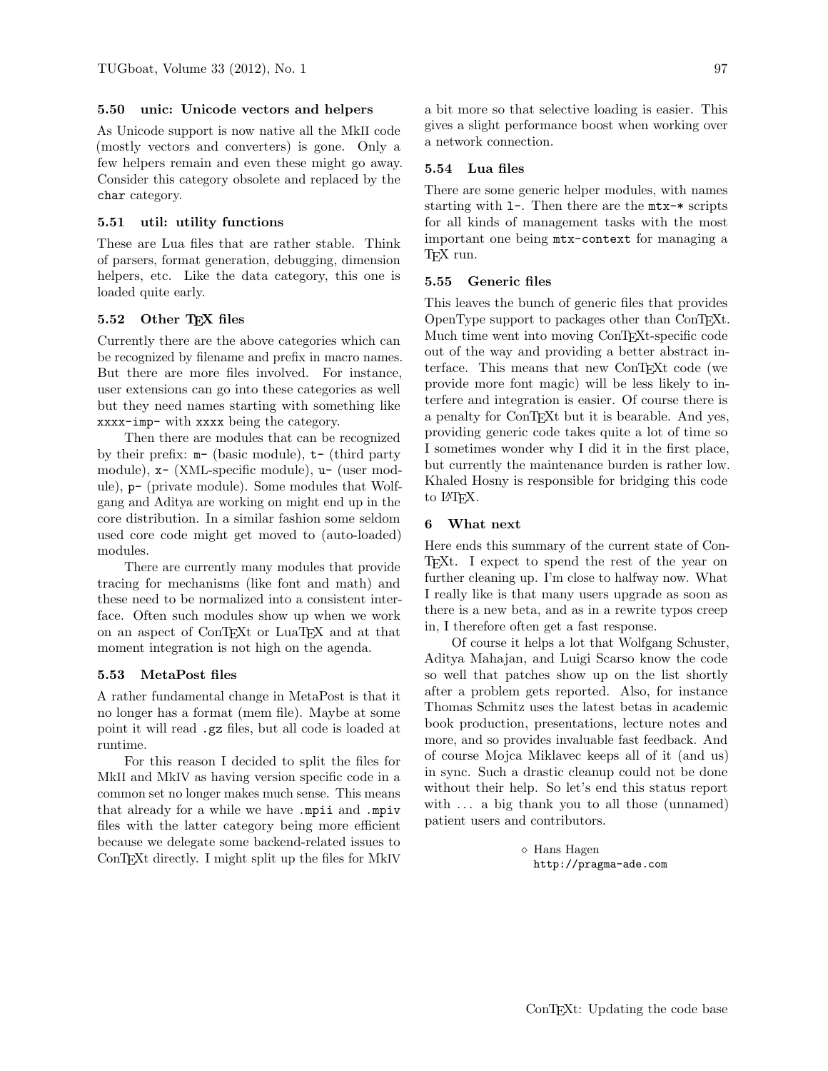### 5.50 unic: Unicode vectors and helpers

As Unicode support is now native all the MkII code (mostly vectors and converters) is gone. Only a few helpers remain and even these might go away. Consider this category obsolete and replaced by the `char` category.

### 5.51 util: utility functions

These are Lua files that are rather stable. Think of parsers, format generation, debugging, dimension helpers, etc. Like the data category, this one is loaded quite early.

### 5.52 Other TeX files

Currently there are the above categories which can be recognized by filename and prefix in macro names. But there are more files involved. For instance, user extensions can go into these categories as well but they need names starting with something like `xxxx-imp-` with `xxxx` being the category.

Then there are modules that can be recognized by their prefix: `m-` (basic module), `t-` (third party module), `x-` (XML-specific module), `u-` (user module), `p-` (private module). Some modules that Wolfgang and Aditya are working on might end up in the core distribution. In a similar fashion some seldom used core code might get moved to (auto-loaded) modules.

There are currently many modules that provide tracing for mechanisms (like font and math) and these need to be normalized into a consistent interface. Often such modules show up when we work on an aspect of ConTeXt or LuaTeX and at that moment integration is not high on the agenda.

### 5.53 MetaPost files

A rather fundamental change in MetaPost is that it no longer has a format (mem file). Maybe at some point it will read `.gz` files, but all code is loaded at runtime.

For this reason I decided to split the files for MkII and MkIV as having version specific code in a common set no longer makes much sense. This means that already for a while we have `.mpii` and `.mpiv` files with the latter category being more efficient because we delegate some backend-related issues to ConTeXt directly. I might split up the files for MkIV a bit more so that selective loading is easier. This gives a slight performance boost when working over a network connection.

### 5.54 Lua files

There are some generic helper modules, with names starting with `l-`. Then there are the `mtx-*` scripts for all kinds of management tasks with the most important one being `mtx-context` for managing a TeX run.

### 5.55 Generic files

This leaves the bunch of generic files that provides OpenType support to packages other than ConTeXt. Much time went into moving ConTeXt-specific code out of the way and providing a better abstract interface. This means that new ConTeXt code (we provide more font magic) will be less likely to interfere and integration is easier. Of course there is a penalty for ConTeXt but it is bearable. And yes, providing generic code takes quite a lot of time so I sometimes wonder why I did it in the first place, but currently the maintenance burden is rather low. Khaled Hosny is responsible for bridging this code to LaTeX.

## 6 What next

Here ends this summary of the current state of ConTeXt. I expect to spend the rest of the year on further cleaning up. I'm close to halfway now. What I really like is that many users upgrade as soon as there is a new beta, and as in a rewrite typos creep in, I therefore often get a fast response.

Of course it helps a lot that Wolfgang Schuster, Aditya Mahajan, and Luigi Scarso know the code so well that patches show up on the list shortly after a problem gets reported. Also, for instance Thomas Schmitz uses the latest betas in academic book production, presentations, lecture notes and more, and so provides invaluable fast feedback. And of course Mojca Miklavec keeps all of it (and us) in sync. Such a drastic cleanup could not be done without their help. So let's end this status report with ... a big thank you to all those (unnamed) patient users and contributors.

◇ Hans Hagen
`http://pragma-ade.com`